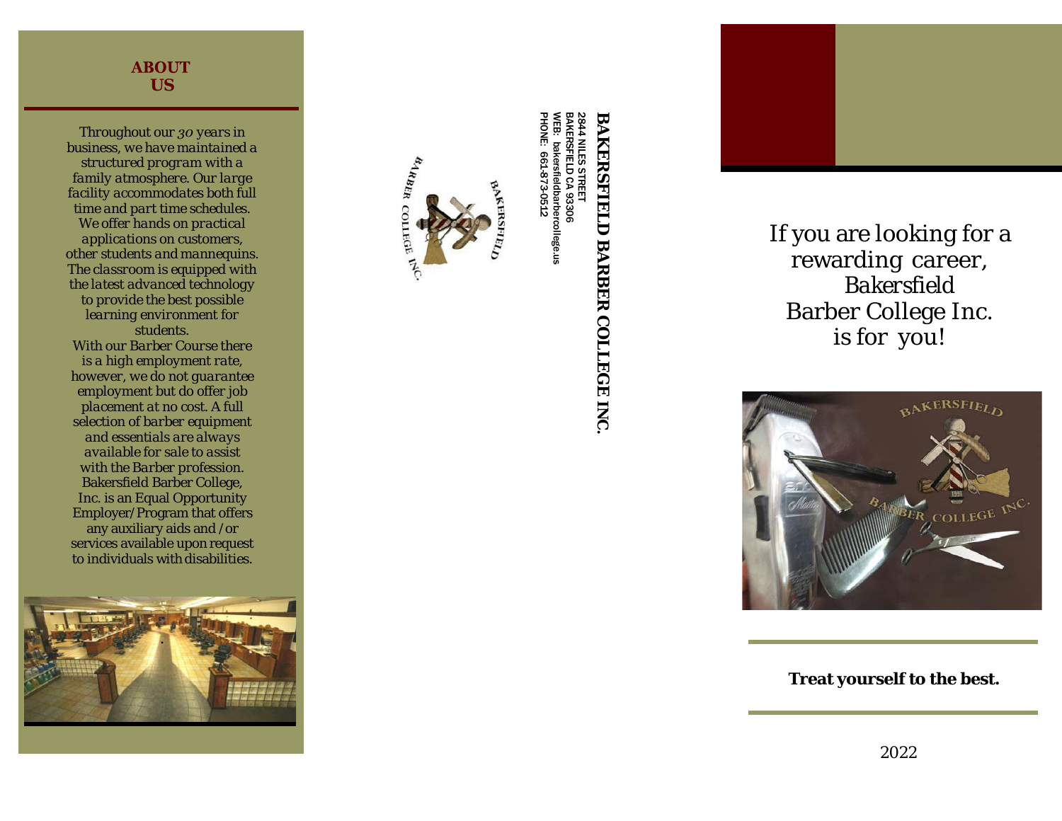## ABOUT US

*Throughout our 30 years in business, we have maintained a structured program with a family atmosphere. Our large facility accommodates both full time and part time schedules. We offer hands on practical applications on customers, other students and mannequins. The classroom is equipped with the latest advanced technology to provide the best possible learning environment for students. With our Barber Course there is a high employment rate, however, we do not guarantee employment but do offer job placement at no cost. A full selection of barber equipment and essentials are always available for sale to assist with the Barber profession. Bakersfield Barber College, Inc. is an Equal Opportunity Employer/Program that offers any auxiliary aids and /or services available upon request to individuals with disabilities.*

**BAKERSFIELD BARBER COLLEGE INC.**

2844 NILES STREET
BAKERSFIELD CA 93306
WEB: bakersfieldbarbercollege.us
PHONE: 661-873-0512

BAKERSFIELD BARBER COLLEGE INC.

*If you are looking for a rewarding career, Bakersfield Barber College Inc. is for you!*

**Treat yourself to the best.**

2022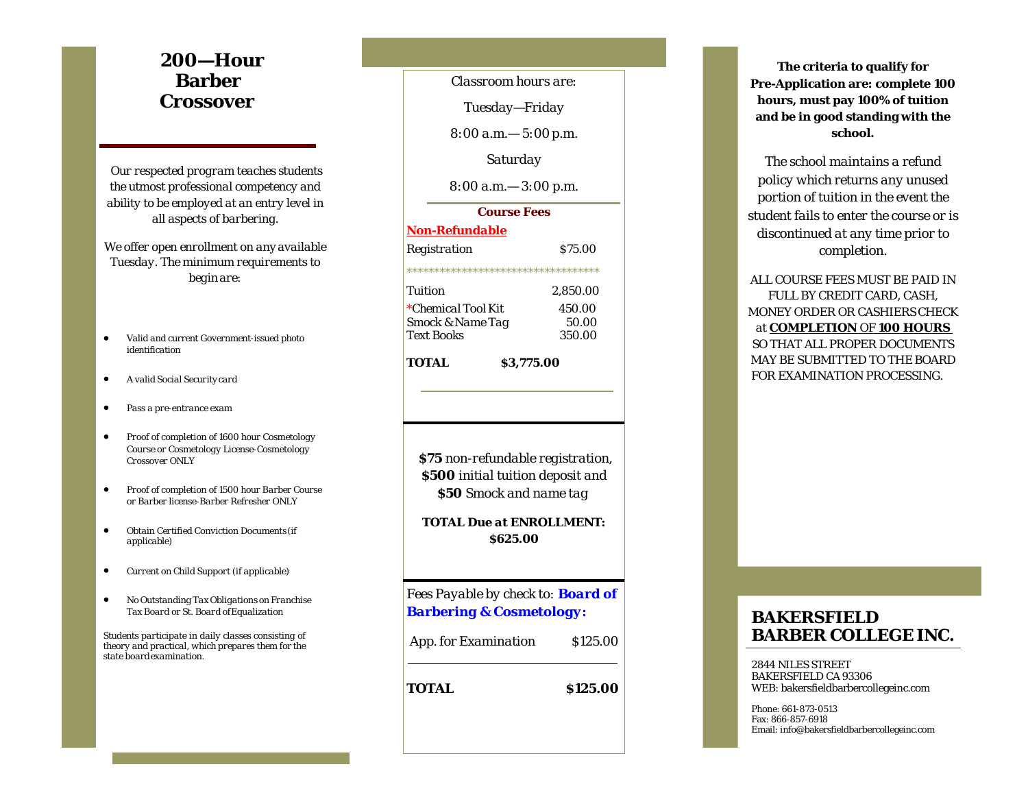# 200—Hour Barber Crossover

Our respected program teaches students the utmost professional competency and ability to be employed at an entry level in all aspects of barbering.

*We offer open enrollment on any available Tuesday. The minimum requirements to begin are:*

- Valid and current Government-issued photo identification
- A valid Social Security card
- Pass a pre-entrance exam
- Proof of completion of 1600 hour Cosmetology Course or Cosmetology License-Cosmetology Crossover ONLY
- Proof of completion of 1500 hour Barber Course or Barber license-Barber Refresher ONLY
- Obtain Certified Conviction Documents (if applicable)
- Current on Child Support (if applicable)
- No Outstanding Tax Obligations on Franchise Tax Board or St. Board of Equalization

*Students participate in daily classes consisting of theory and practical, which prepares them for the state board examination.*

*Classroom hours are:*

*Tuesday—Friday*

*8:00 a.m.— 5:00 p.m.*

*Saturday*

*8:00 a.m.— 3:00 p.m.*

**Course Fees**

**Non-Refundable**

| | |
|---|---|
| Registration | $75.00 |
| ************************************ | |
| Tuition | 2,850.00 |
| *Chemical Tool Kit | 450.00 |
| Smock & Name Tag | 50.00 |
| Text Books | 350.00 |
| **TOTAL** | **$3,775.00** |

***$75** non-refundable registration, **$500** initial tuition deposit and **$50** Smock and name tag*

**TOTAL Due at ENROLLMENT: $625.00**

*Fees Payable by check to:* ***Board of Barbering & Cosmetology:***

| | |
|---|---|
| App. for Examination | $125.00 |
| **TOTAL** | **$125.00** |

**The criteria to qualify for Pre-Application are: complete 100 hours, must pay 100% of tuition and be in good standing with the school.**

The school maintains a refund policy which returns any unused portion of tuition in the event the student fails to enter the course or is discontinued at any time prior to completion.

ALL COURSE FEES MUST BE PAID IN FULL BY CREDIT CARD, CASH, MONEY ORDER OR CASHIERS CHECK at **COMPLETION** OF **100 HOURS** SO THAT ALL PROPER DOCUMENTS MAY BE SUBMITTED TO THE BOARD FOR EXAMINATION PROCESSING.

## BAKERSFIELD BARBER COLLEGE INC.

2844 NILES STREET
BAKERSFIELD CA 93306
WEB: bakersfieldbarbercollegeinc.com

Phone: 661-873-0513
Fax: 866-857-6918
Email: info@bakersfieldbarbercollegeinc.com